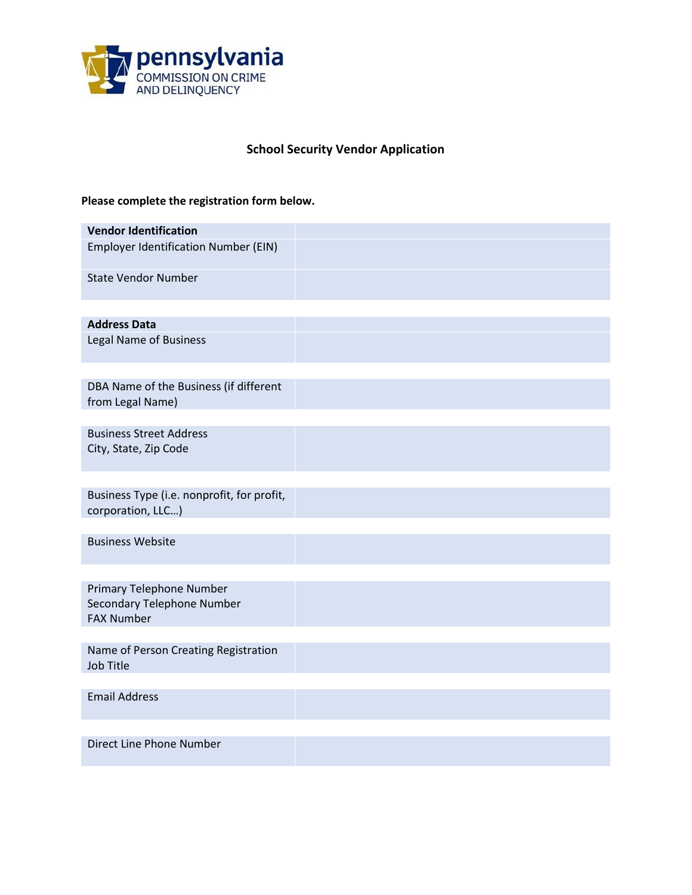pennsylvania
COMMISSION ON CRIME
AND DELINQUENCY

## School Security Vendor Application

**Please complete the registration form below.**

| **Vendor Identification** | |
|---|---|
| Employer Identification Number (EIN) | |
| State Vendor Number | |

| **Address Data** | |
|---|---|
| Legal Name of Business | |
| DBA Name of the Business (if different from Legal Name) | |
| Business Street Address<br>City, State, Zip Code | |
| Business Type (i.e. nonprofit, for profit, corporation, LLC…) | |
| Business Website | |
| Primary Telephone Number<br>Secondary Telephone Number<br>FAX Number | |
| Name of Person Creating Registration<br>Job Title | |
| Email Address | |
| Direct Line Phone Number | |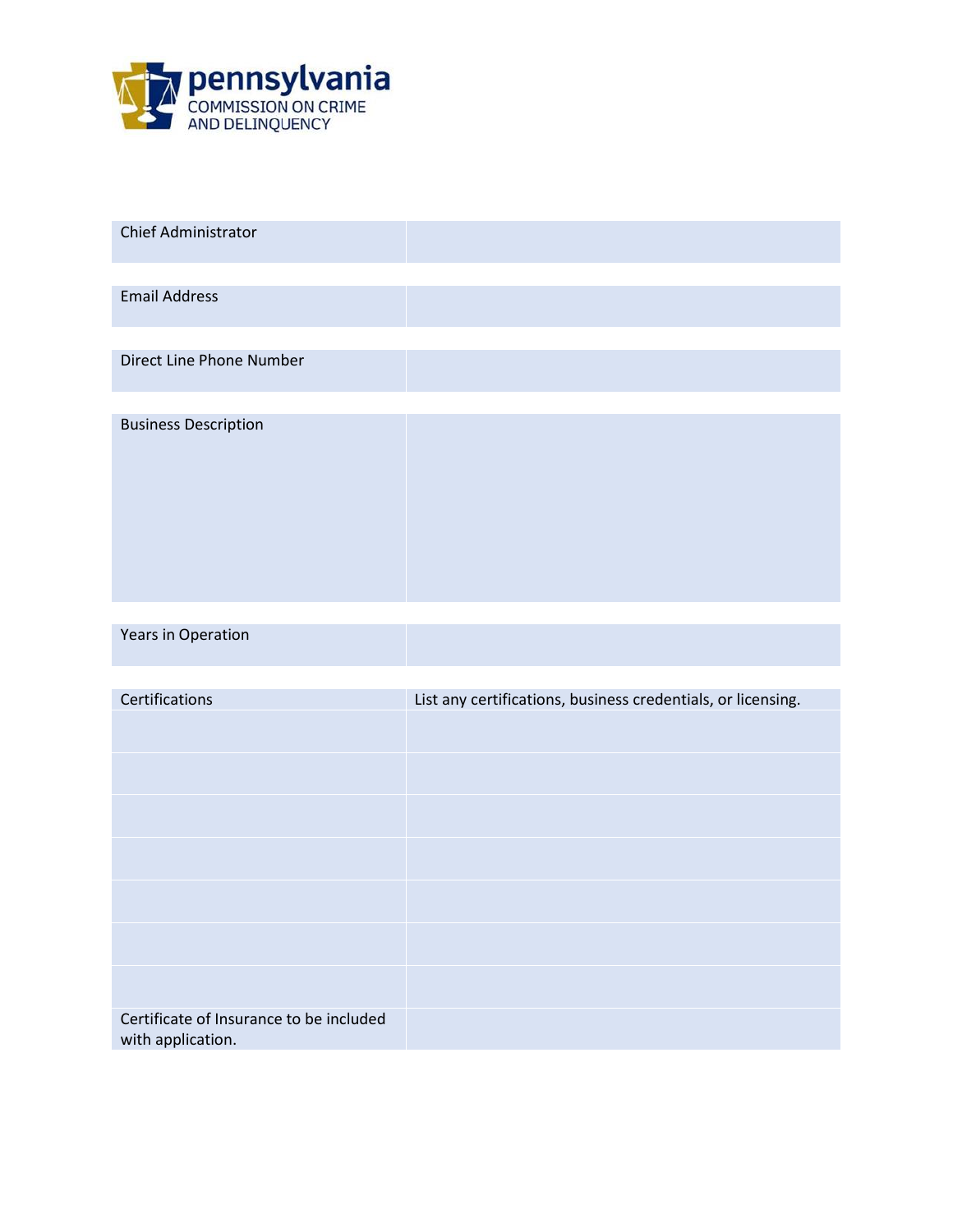**pennsylvania**
COMMISSION ON CRIME AND DELINQUENCY

| | |
|---|---|
| Chief Administrator | |

| | |
|---|---|
| Email Address | |

| | |
|---|---|
| Direct Line Phone Number | |

| | |
|---|---|
| Business Description | |

| | |
|---|---|
| Years in Operation | |

| Certifications | List any certifications, business credentials, or licensing. |
|---|---|
| | |
| | |
| | |
| | |
| | |
| | |
| | |
| Certificate of Insurance to be included with application. | |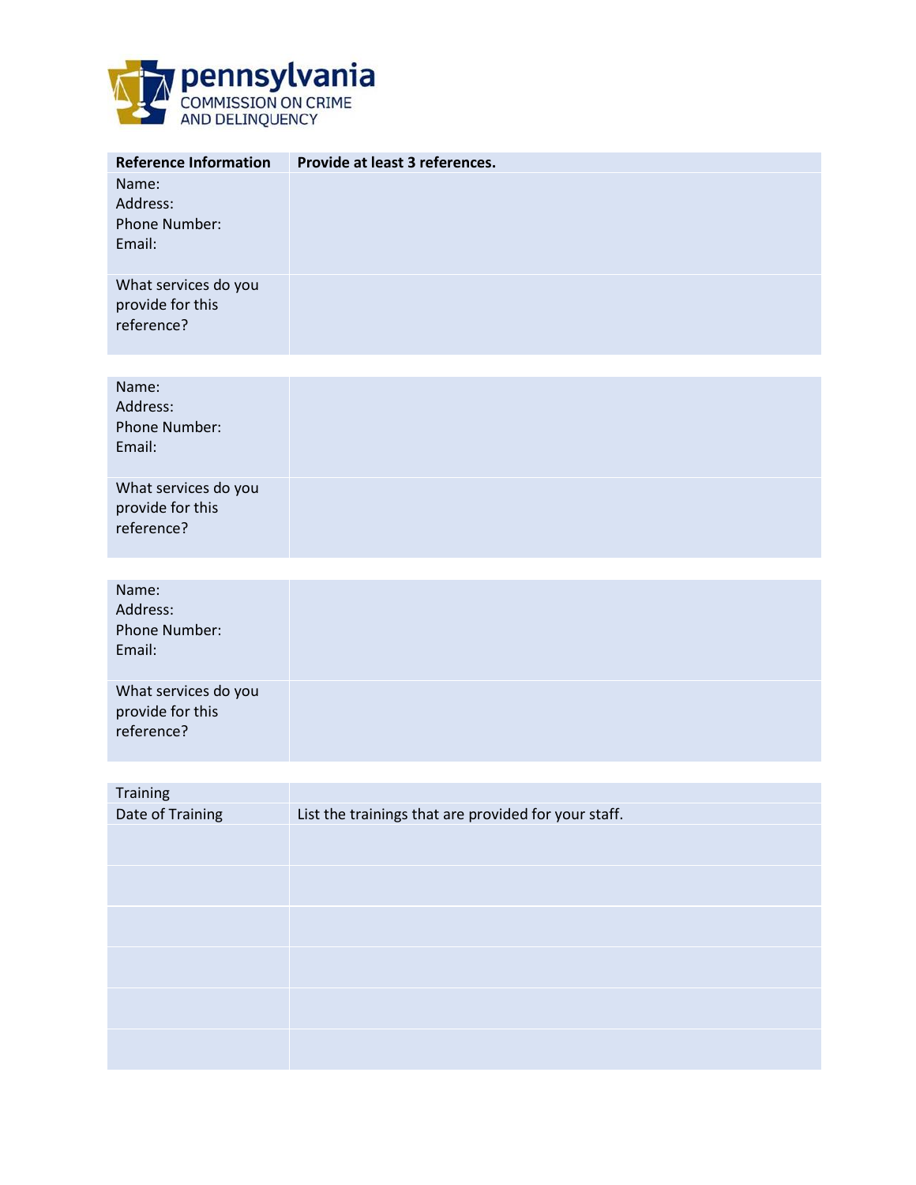| Reference Information | Provide at least 3 references. |
| --- | --- |
| Name:<br>Address:<br>Phone Number:<br>Email: | |
| What services do you provide for this reference? | |

| | |
| --- | --- |
| Name:<br>Address:<br>Phone Number:<br>Email: | |
| What services do you provide for this reference? | |

| | |
| --- | --- |
| Name:<br>Address:<br>Phone Number:<br>Email: | |
| What services do you provide for this reference? | |

| Training | |
| --- | --- |
| Date of Training | List the trainings that are provided for your staff. |
| | |
| | |
| | |
| | |
| | |
| | |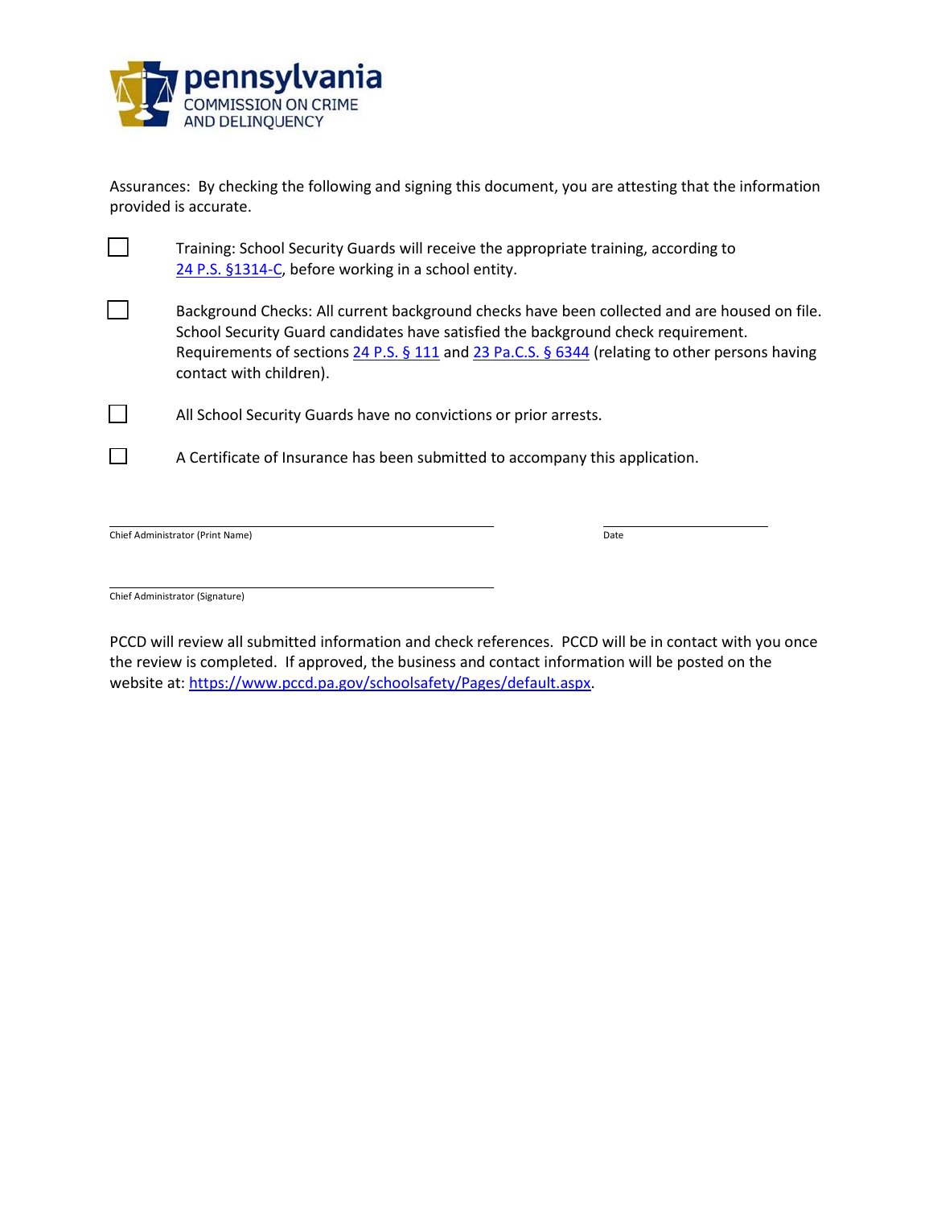pennsylvania
COMMISSION ON CRIME AND DELINQUENCY

Assurances: By checking the following and signing this document, you are attesting that the information provided is accurate.

- ☐ Training: School Security Guards will receive the appropriate training, according to 24 P.S. §1314-C, before working in a school entity.
- ☐ Background Checks: All current background checks have been collected and are housed on file. School Security Guard candidates have satisfied the background check requirement. Requirements of sections 24 P.S. § 111 and 23 Pa.C.S. § 6344 (relating to other persons having contact with children).
- ☐ All School Security Guards have no convictions or prior arrests.
- ☐ A Certificate of Insurance has been submitted to accompany this application.

\_\_\_\_\_\_\_\_\_\_\_\_\_\_\_\_\_\_\_\_\_\_\_\_\_\_\_\_\_\_\_\_\_\_\_\_\_\_\_\_ \_\_\_\_\_\_\_\_\_\_\_\_\_\_\_\_\_\_\_\_
Chief Administrator (Print Name) Date

\_\_\_\_\_\_\_\_\_\_\_\_\_\_\_\_\_\_\_\_\_\_\_\_\_\_\_\_\_\_\_\_\_\_\_\_\_\_\_\_
Chief Administrator (Signature)

PCCD will review all submitted information and check references. PCCD will be in contact with you once the review is completed. If approved, the business and contact information will be posted on the website at: https://www.pccd.pa.gov/schoolsafety/Pages/default.aspx.